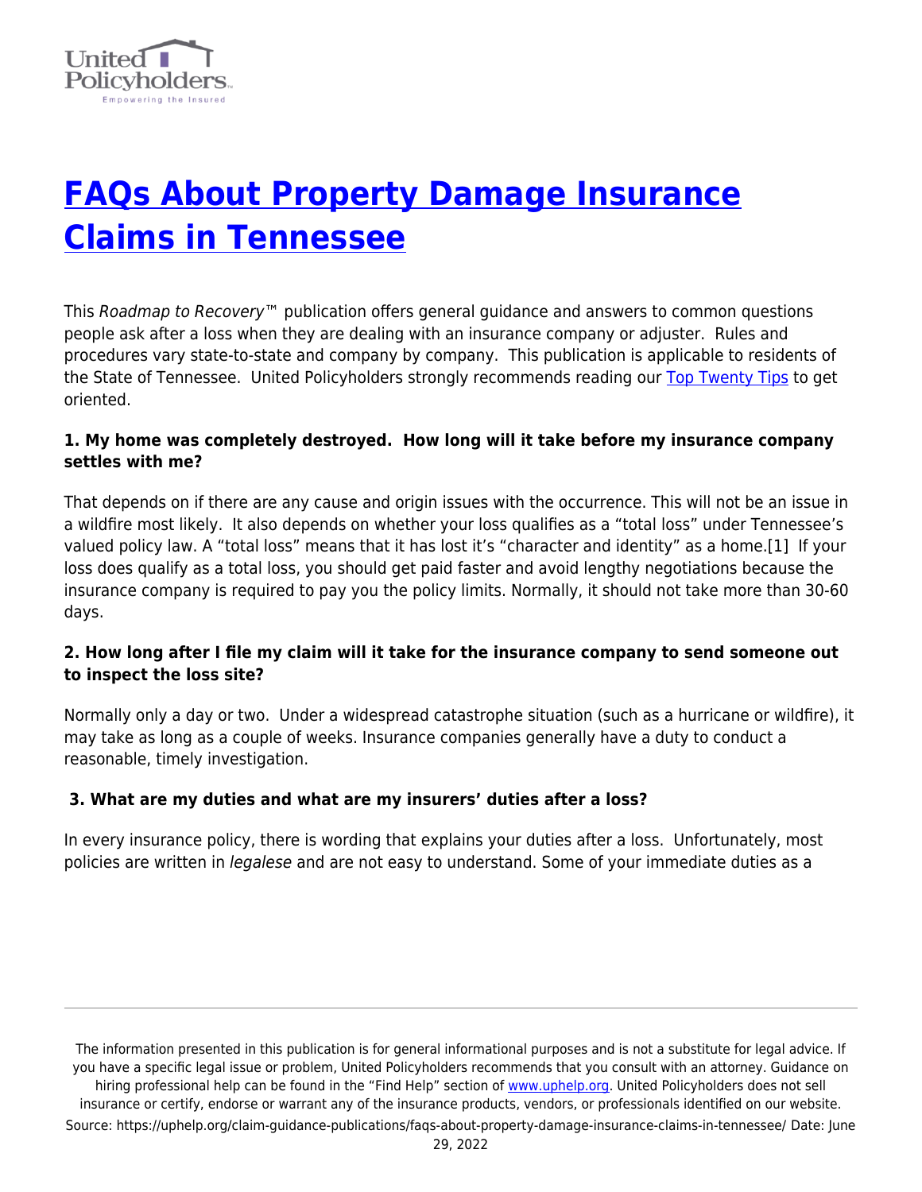# [FAQs About Property Damage Insurance Claims in Tennessee](https://uphelp.org/claim-guidance-publications/faqs-about-property-damage-insurance-claims-in-tennessee/)

This *Roadmap to Recovery*™ publication offers general guidance and answers to common questions people ask after a loss when they are dealing with an insurance company or adjuster. Rules and procedures vary state-to-state and company by company. This publication is applicable to residents of the State of Tennessee. United Policyholders strongly recommends reading our [Top Twenty Tips](#) to get oriented.

**1. My home was completely destroyed. How long will it take before my insurance company settles with me?**

That depends on if there are any cause and origin issues with the occurrence. This will not be an issue in a wildfire most likely. It also depends on whether your loss qualifies as a "total loss" under Tennessee's valued policy law. A "total loss" means that it has lost it's "character and identity" as a home.[1] If your loss does qualify as a total loss, you should get paid faster and avoid lengthy negotiations because the insurance company is required to pay you the policy limits. Normally, it should not take more than 30-60 days.

**2. How long after I file my claim will it take for the insurance company to send someone out to inspect the loss site?**

Normally only a day or two. Under a widespread catastrophe situation (such as a hurricane or wildfire), it may take as long as a couple of weeks. Insurance companies generally have a duty to conduct a reasonable, timely investigation.

**3. What are my duties and what are my insurers' duties after a loss?**

In every insurance policy, there is wording that explains your duties after a loss. Unfortunately, most policies are written in *legalese* and are not easy to understand. Some of your immediate duties as a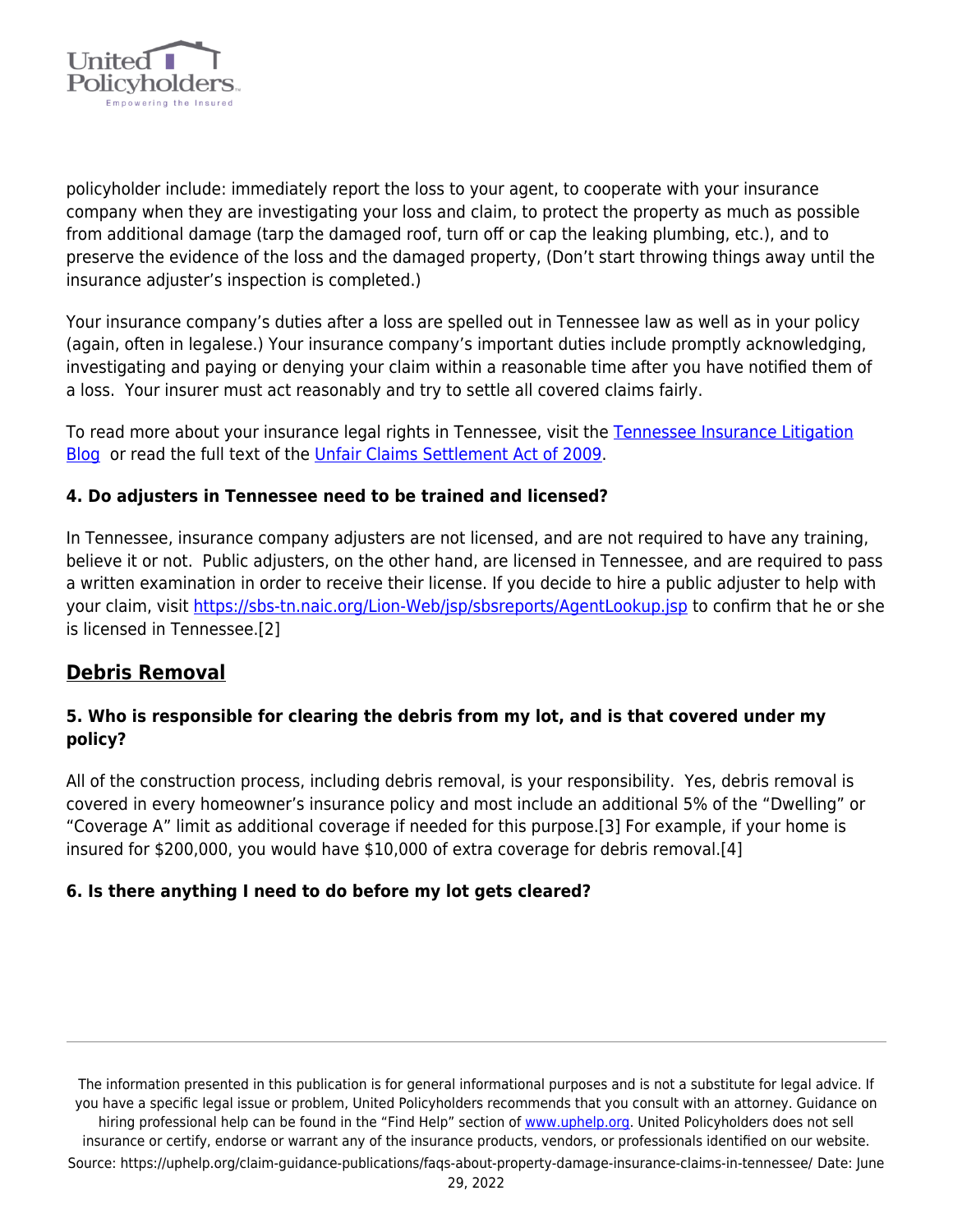policyholder include: immediately report the loss to your agent, to cooperate with your insurance company when they are investigating your loss and claim, to protect the property as much as possible from additional damage (tarp the damaged roof, turn off or cap the leaking plumbing, etc.), and to preserve the evidence of the loss and the damaged property, (Don't start throwing things away until the insurance adjuster's inspection is completed.)

Your insurance company's duties after a loss are spelled out in Tennessee law as well as in your policy (again, often in legalese.) Your insurance company's important duties include promptly acknowledging, investigating and paying or denying your claim within a reasonable time after you have notified them of a loss. Your insurer must act reasonably and try to settle all covered claims fairly.

To read more about your insurance legal rights in Tennessee, visit the [Tennessee Insurance Litigation Blog](#) or read the full text of the [Unfair Claims Settlement Act of 2009](#).

#### 4. Do adjusters in Tennessee need to be trained and licensed?

In Tennessee, insurance company adjusters are not licensed, and are not required to have any training, believe it or not. Public adjusters, on the other hand, are licensed in Tennessee, and are required to pass a written examination in order to receive their license. If you decide to hire a public adjuster to help with your claim, visit https://sbs-tn.naic.org/Lion-Web/jsp/sbsreports/AgentLookup.jsp to confirm that he or she is licensed in Tennessee.[2]

## Debris Removal

#### 5. Who is responsible for clearing the debris from my lot, and is that covered under my policy?

All of the construction process, including debris removal, is your responsibility. Yes, debris removal is covered in every homeowner's insurance policy and most include an additional 5% of the "Dwelling" or "Coverage A" limit as additional coverage if needed for this purpose.[3] For example, if your home is insured for $200,000, you would have $10,000 of extra coverage for debris removal.[4]

#### 6. Is there anything I need to do before my lot gets cleared?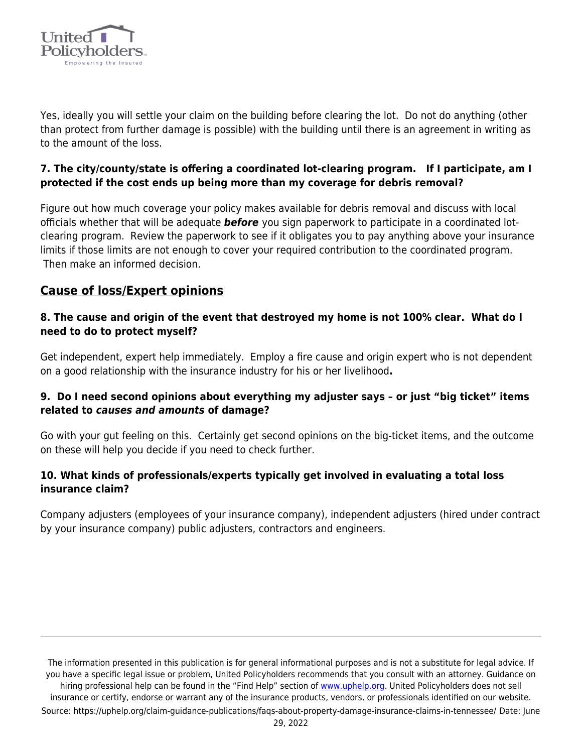Yes, ideally you will settle your claim on the building before clearing the lot.  Do not do anything (other than protect from further damage is possible) with the building until there is an agreement in writing as to the amount of the loss.

**7. The city/county/state is offering a coordinated lot-clearing program.   If I participate, am I protected if the cost ends up being more than my coverage for debris removal?**

Figure out how much coverage your policy makes available for debris removal and discuss with local officials whether that will be adequate ***before*** you sign paperwork to participate in a coordinated lot-clearing program.  Review the paperwork to see if it obligates you to pay anything above your insurance limits if those limits are not enough to cover your required contribution to the coordinated program.  Then make an informed decision.

## Cause of loss/Expert opinions

**8. The cause and origin of the event that destroyed my home is not 100% clear.  What do I need to do to protect myself?**

Get independent, expert help immediately.  Employ a fire cause and origin expert who is not dependent on a good relationship with the insurance industry for his or her livelihood**.**

**9.  Do I need second opinions about everything my adjuster says – or just "big ticket" items related to *causes and amounts* of damage?**

Go with your gut feeling on this.  Certainly get second opinions on the big-ticket items, and the outcome on these will help you decide if you need to check further.

**10. What kinds of professionals/experts typically get involved in evaluating a total loss insurance claim?**

Company adjusters (employees of your insurance company), independent adjusters (hired under contract by your insurance company) public adjusters, contractors and engineers.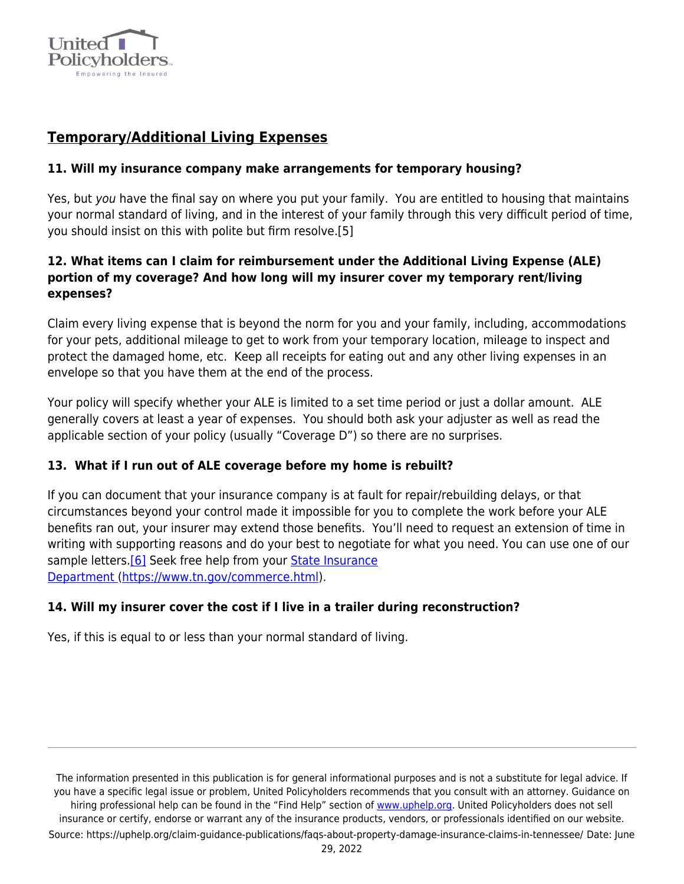## Temporary/Additional Living Expenses

### 11. Will my insurance company make arrangements for temporary housing?

Yes, but *you* have the final say on where you put your family. You are entitled to housing that maintains your normal standard of living, and in the interest of your family through this very difficult period of time, you should insist on this with polite but firm resolve.[5]

### 12. What items can I claim for reimbursement under the Additional Living Expense (ALE) portion of my coverage? And how long will my insurer cover my temporary rent/living expenses?

Claim every living expense that is beyond the norm for you and your family, including, accommodations for your pets, additional mileage to get to work from your temporary location, mileage to inspect and protect the damaged home, etc. Keep all receipts for eating out and any other living expenses in an envelope so that you have them at the end of the process.

Your policy will specify whether your ALE is limited to a set time period or just a dollar amount. ALE generally covers at least a year of expenses. You should both ask your adjuster as well as read the applicable section of your policy (usually "Coverage D") so there are no surprises.

### 13. What if I run out of ALE coverage before my home is rebuilt?

If you can document that your insurance company is at fault for repair/rebuilding delays, or that circumstances beyond your control made it impossible for you to complete the work before your ALE benefits ran out, your insurer may extend those benefits. You'll need to request an extension of time in writing with supporting reasons and do your best to negotiate for what you need. You can use one of our sample letters.[6] Seek free help from your [State Insurance Department](https://www.tn.gov/commerce.html) (https://www.tn.gov/commerce.html).

### 14. Will my insurer cover the cost if I live in a trailer during reconstruction?

Yes, if this is equal to or less than your normal standard of living.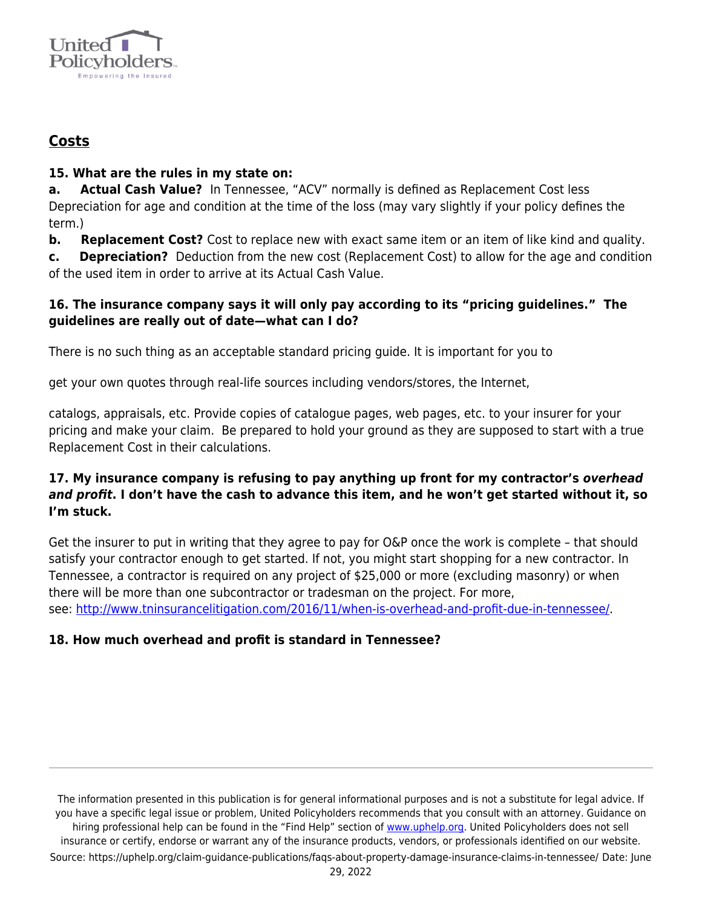## Costs

**15. What are the rules in my state on:**

**a. Actual Cash Value?** In Tennessee, "ACV" normally is defined as Replacement Cost less Depreciation for age and condition at the time of the loss (may vary slightly if your policy defines the term.)

**b. Replacement Cost?** Cost to replace new with exact same item or an item of like kind and quality.

**c. Depreciation?** Deduction from the new cost (Replacement Cost) to allow for the age and condition of the used item in order to arrive at its Actual Cash Value.

**16. The insurance company says it will only pay according to its "pricing guidelines." The guidelines are really out of date—what can I do?**

There is no such thing as an acceptable standard pricing guide. It is important for you to

get your own quotes through real-life sources including vendors/stores, the Internet,

catalogs, appraisals, etc. Provide copies of catalogue pages, web pages, etc. to your insurer for your pricing and make your claim. Be prepared to hold your ground as they are supposed to start with a true Replacement Cost in their calculations.

**17. My insurance company is refusing to pay anything up front for my contractor's *overhead and profit*. I don't have the cash to advance this item, and he won't get started without it, so I'm stuck.**

Get the insurer to put in writing that they agree to pay for O&P once the work is complete – that should satisfy your contractor enough to get started. If not, you might start shopping for a new contractor. In Tennessee, a contractor is required on any project of $25,000 or more (excluding masonry) or when there will be more than one subcontractor or tradesman on the project. For more, see: [http://www.tninsurancelitigation.com/2016/11/when-is-overhead-and-profit-due-in-tennessee/](http://www.tninsurancelitigation.com/2016/11/when-is-overhead-and-profit-due-in-tennessee/).

**18. How much overhead and profit is standard in Tennessee?**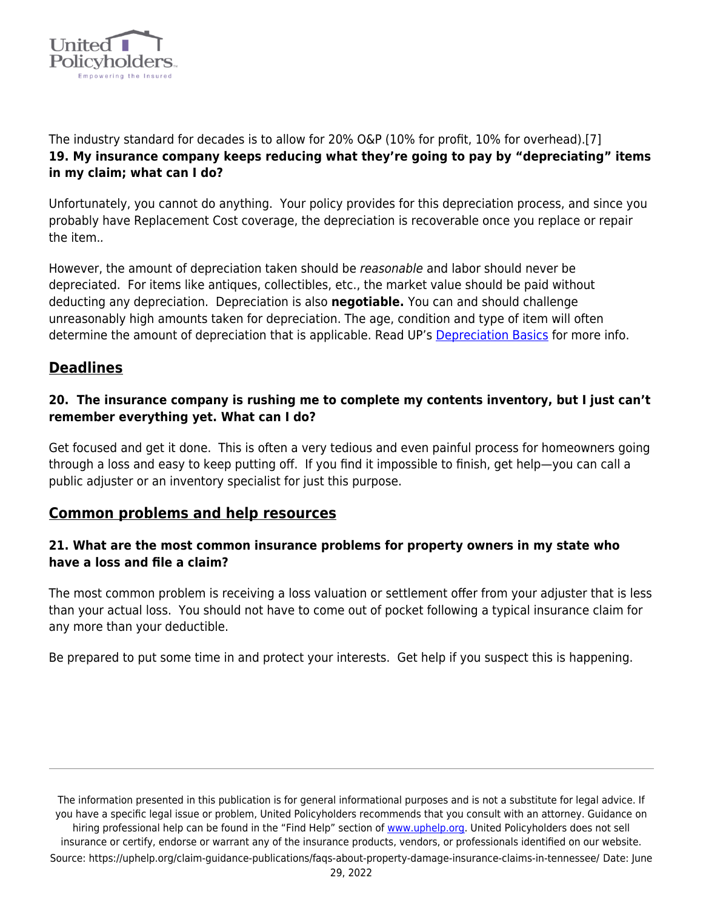The industry standard for decades is to allow for 20% O&P (10% for profit, 10% for overhead).[7]

**19. My insurance company keeps reducing what they're going to pay by "depreciating" items in my claim; what can I do?**

Unfortunately, you cannot do anything. Your policy provides for this depreciation process, and since you probably have Replacement Cost coverage, the depreciation is recoverable once you replace or repair the item..

However, the amount of depreciation taken should be *reasonable* and labor should never be depreciated. For items like antiques, collectibles, etc., the market value should be paid without deducting any depreciation. Depreciation is also **negotiable.** You can and should challenge unreasonably high amounts taken for depreciation. The age, condition and type of item will often determine the amount of depreciation that is applicable. Read UP's Depreciation Basics for more info.

## Deadlines

**20. The insurance company is rushing me to complete my contents inventory, but I just can't remember everything yet. What can I do?**

Get focused and get it done. This is often a very tedious and even painful process for homeowners going through a loss and easy to keep putting off. If you find it impossible to finish, get help—you can call a public adjuster or an inventory specialist for just this purpose.

## Common problems and help resources

**21. What are the most common insurance problems for property owners in my state who have a loss and file a claim?**

The most common problem is receiving a loss valuation or settlement offer from your adjuster that is less than your actual loss. You should not have to come out of pocket following a typical insurance claim for any more than your deductible.

Be prepared to put some time in and protect your interests. Get help if you suspect this is happening.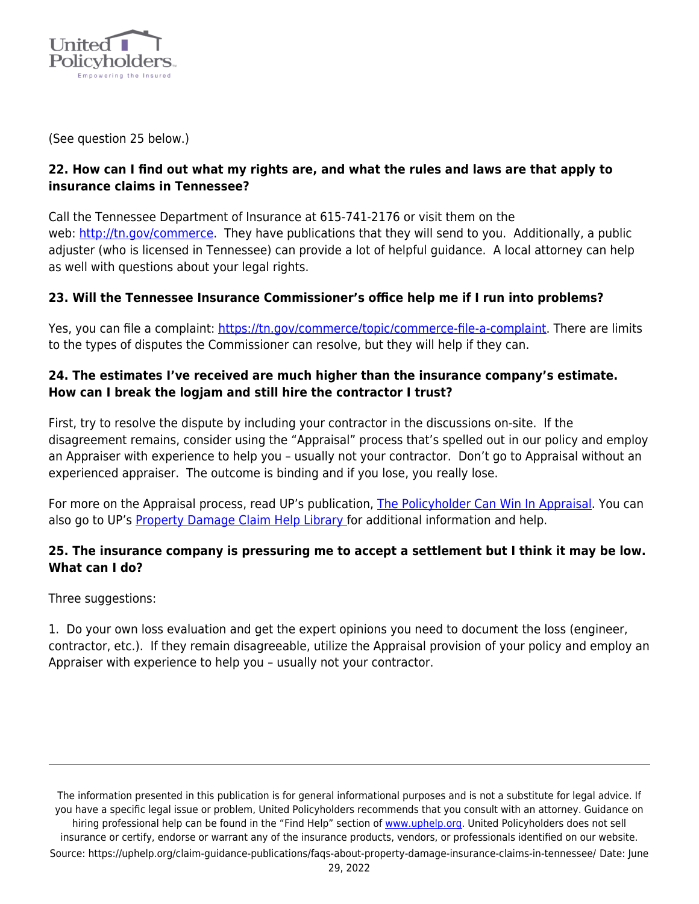(See question 25 below.)

**22. How can I find out what my rights are, and what the rules and laws are that apply to insurance claims in Tennessee?**

Call the Tennessee Department of Insurance at 615-741-2176 or visit them on the web: [http://tn.gov/commerce](http://tn.gov/commerce). They have publications that they will send to you. Additionally, a public adjuster (who is licensed in Tennessee) can provide a lot of helpful guidance. A local attorney can help as well with questions about your legal rights.

**23. Will the Tennessee Insurance Commissioner's office help me if I run into problems?**

Yes, you can file a complaint: [https://tn.gov/commerce/topic/commerce-file-a-complaint](https://tn.gov/commerce/topic/commerce-file-a-complaint). There are limits to the types of disputes the Commissioner can resolve, but they will help if they can.

**24. The estimates I've received are much higher than the insurance company's estimate. How can I break the logjam and still hire the contractor I trust?**

First, try to resolve the dispute by including your contractor in the discussions on-site. If the disagreement remains, consider using the "Appraisal" process that's spelled out in our policy and employ an Appraiser with experience to help you – usually not your contractor. Don't go to Appraisal without an experienced appraiser. The outcome is binding and if you lose, you really lose.

For more on the Appraisal process, read UP's publication, The Policyholder Can Win In Appraisal. You can also go to UP's Property Damage Claim Help Library for additional information and help.

**25. The insurance company is pressuring me to accept a settlement but I think it may be low. What can I do?**

Three suggestions:

1. Do your own loss evaluation and get the expert opinions you need to document the loss (engineer, contractor, etc.). If they remain disagreeable, utilize the Appraisal provision of your policy and employ an Appraiser with experience to help you – usually not your contractor.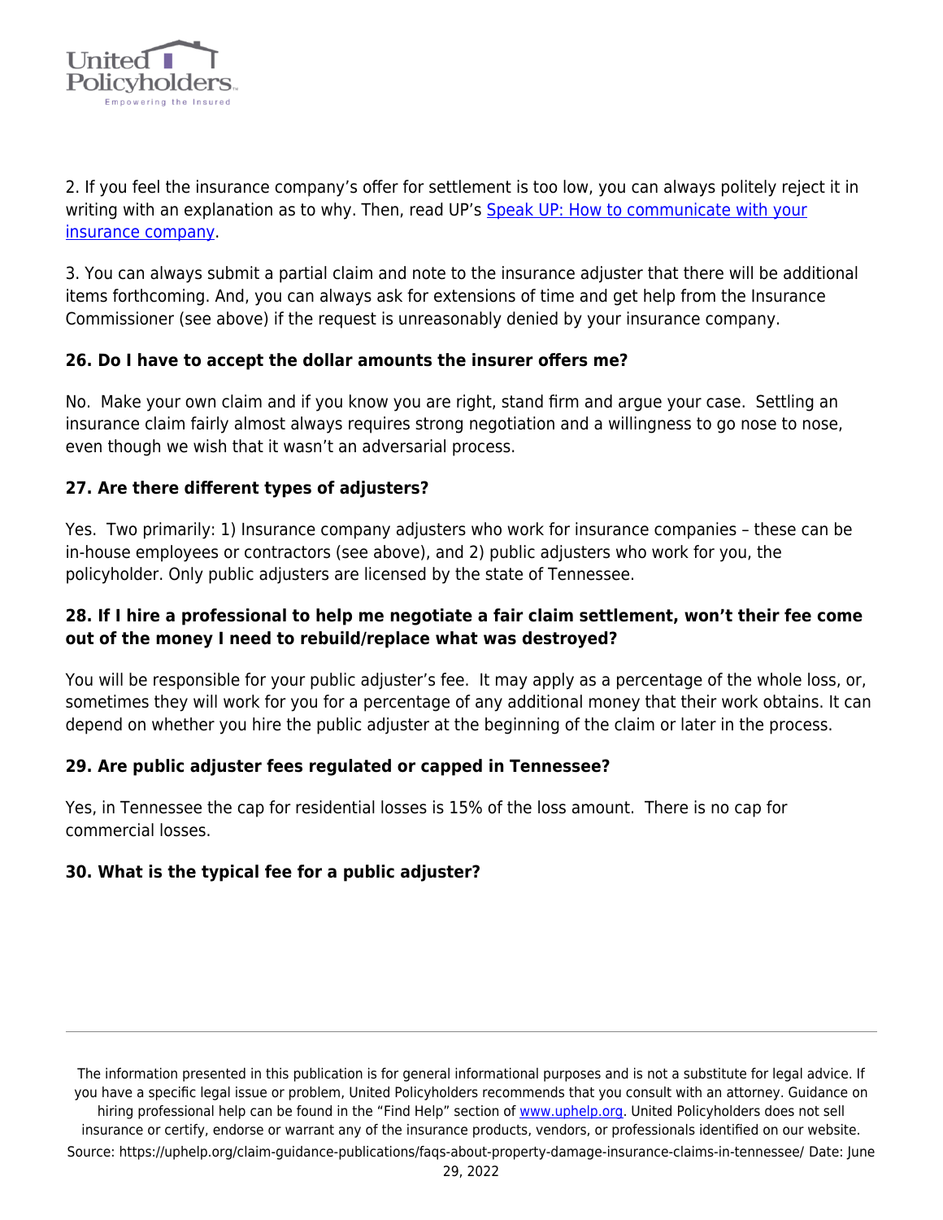2. If you feel the insurance company's offer for settlement is too low, you can always politely reject it in writing with an explanation as to why. Then, read UP's [Speak UP: How to communicate with your insurance company](#).

3. You can always submit a partial claim and note to the insurance adjuster that there will be additional items forthcoming. And, you can always ask for extensions of time and get help from the Insurance Commissioner (see above) if the request is unreasonably denied by your insurance company.

**26. Do I have to accept the dollar amounts the insurer offers me?**

No. Make your own claim and if you know you are right, stand firm and argue your case. Settling an insurance claim fairly almost always requires strong negotiation and a willingness to go nose to nose, even though we wish that it wasn't an adversarial process.

**27. Are there different types of adjusters?**

Yes. Two primarily: 1) Insurance company adjusters who work for insurance companies – these can be in-house employees or contractors (see above), and 2) public adjusters who work for you, the policyholder. Only public adjusters are licensed by the state of Tennessee.

**28. If I hire a professional to help me negotiate a fair claim settlement, won't their fee come out of the money I need to rebuild/replace what was destroyed?**

You will be responsible for your public adjuster's fee. It may apply as a percentage of the whole loss, or, sometimes they will work for you for a percentage of any additional money that their work obtains. It can depend on whether you hire the public adjuster at the beginning of the claim or later in the process.

**29. Are public adjuster fees regulated or capped in Tennessee?**

Yes, in Tennessee the cap for residential losses is 15% of the loss amount. There is no cap for commercial losses.

**30. What is the typical fee for a public adjuster?**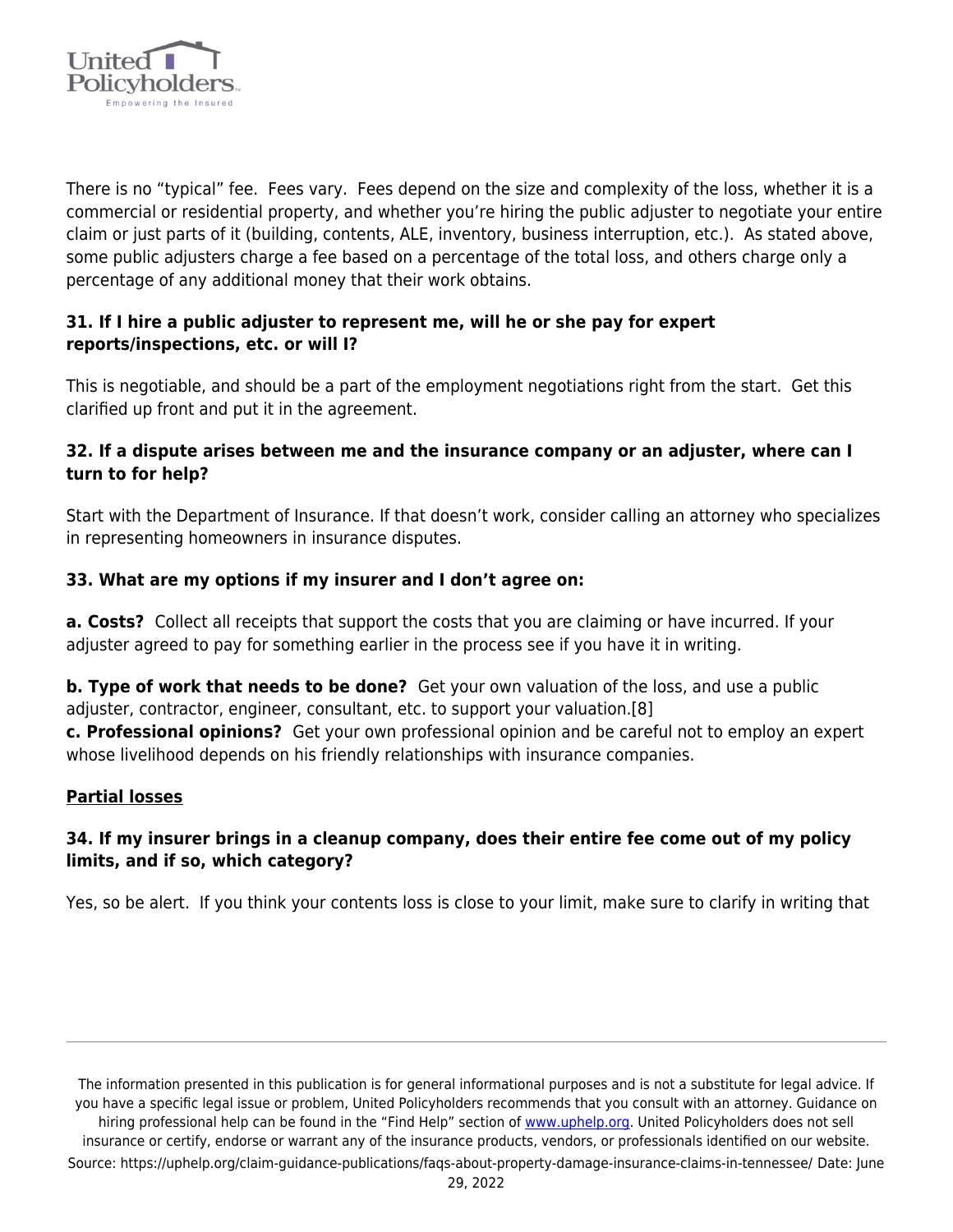There is no "typical" fee. Fees vary. Fees depend on the size and complexity of the loss, whether it is a commercial or residential property, and whether you're hiring the public adjuster to negotiate your entire claim or just parts of it (building, contents, ALE, inventory, business interruption, etc.). As stated above, some public adjusters charge a fee based on a percentage of the total loss, and others charge only a percentage of any additional money that their work obtains.

**31. If I hire a public adjuster to represent me, will he or she pay for expert reports/inspections, etc. or will I?**

This is negotiable, and should be a part of the employment negotiations right from the start. Get this clarified up front and put it in the agreement.

**32. If a dispute arises between me and the insurance company or an adjuster, where can I turn to for help?**

Start with the Department of Insurance. If that doesn't work, consider calling an attorney who specializes in representing homeowners in insurance disputes.

**33. What are my options if my insurer and I don't agree on:**

**a. Costs?** Collect all receipts that support the costs that you are claiming or have incurred. If your adjuster agreed to pay for something earlier in the process see if you have it in writing.

**b. Type of work that needs to be done?** Get your own valuation of the loss, and use a public adjuster, contractor, engineer, consultant, etc. to support your valuation.[8]

**c. Professional opinions?** Get your own professional opinion and be careful not to employ an expert whose livelihood depends on his friendly relationships with insurance companies.

**Partial losses**

**34. If my insurer brings in a cleanup company, does their entire fee come out of my policy limits, and if so, which category?**

Yes, so be alert. If you think your contents loss is close to your limit, make sure to clarify in writing that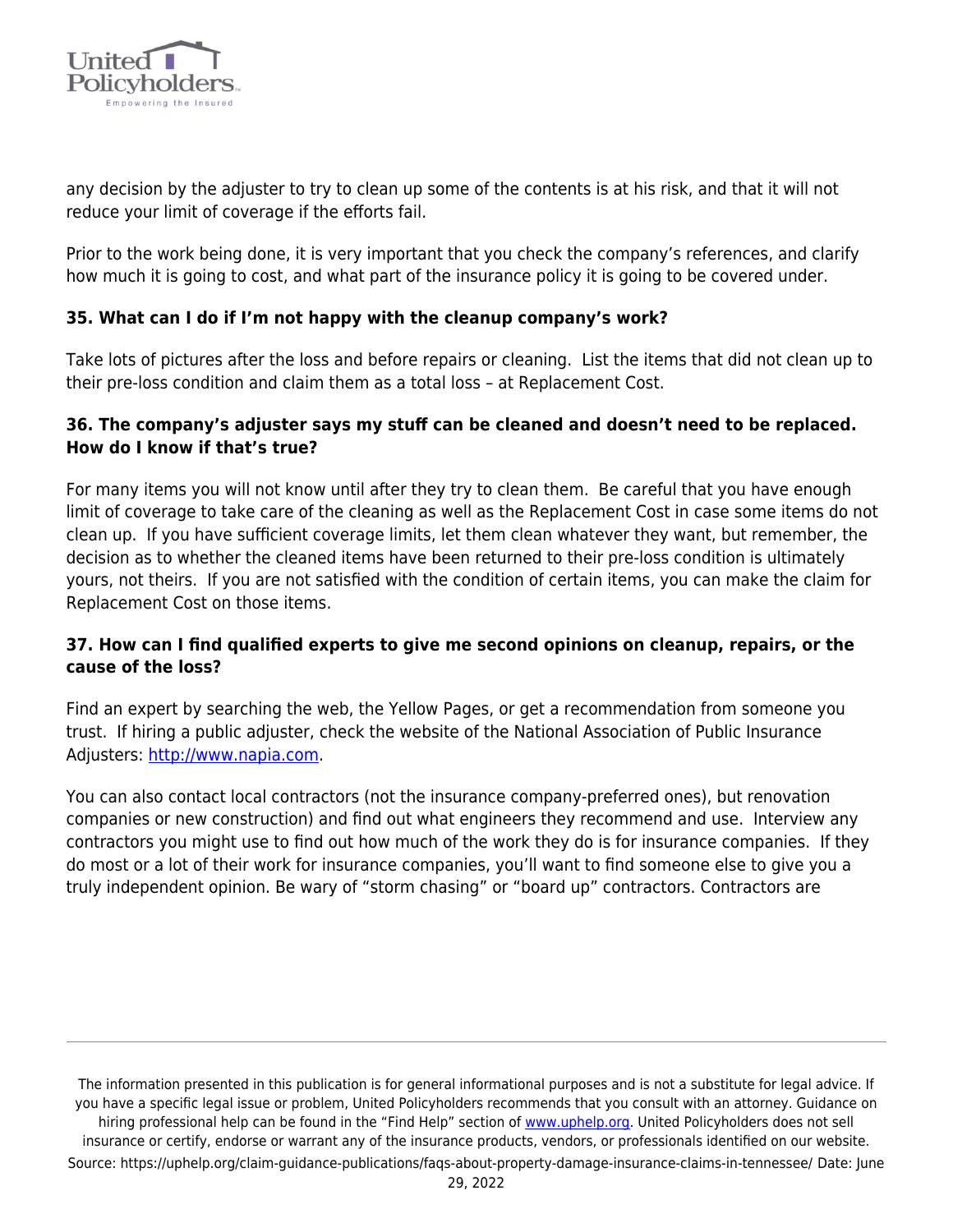any decision by the adjuster to try to clean up some of the contents is at his risk, and that it will not reduce your limit of coverage if the efforts fail.

Prior to the work being done, it is very important that you check the company's references, and clarify how much it is going to cost, and what part of the insurance policy it is going to be covered under.

**35. What can I do if I'm not happy with the cleanup company's work?**

Take lots of pictures after the loss and before repairs or cleaning. List the items that did not clean up to their pre-loss condition and claim them as a total loss – at Replacement Cost.

**36. The company's adjuster says my stuff can be cleaned and doesn't need to be replaced. How do I know if that's true?**

For many items you will not know until after they try to clean them. Be careful that you have enough limit of coverage to take care of the cleaning as well as the Replacement Cost in case some items do not clean up. If you have sufficient coverage limits, let them clean whatever they want, but remember, the decision as to whether the cleaned items have been returned to their pre-loss condition is ultimately yours, not theirs. If you are not satisfied with the condition of certain items, you can make the claim for Replacement Cost on those items.

**37. How can I find qualified experts to give me second opinions on cleanup, repairs, or the cause of the loss?**

Find an expert by searching the web, the Yellow Pages, or get a recommendation from someone you trust. If hiring a public adjuster, check the website of the National Association of Public Insurance Adjusters: [http://www.napia.com](http://www.napia.com).

You can also contact local contractors (not the insurance company-preferred ones), but renovation companies or new construction) and find out what engineers they recommend and use. Interview any contractors you might use to find out how much of the work they do is for insurance companies. If they do most or a lot of their work for insurance companies, you'll want to find someone else to give you a truly independent opinion. Be wary of "storm chasing" or "board up" contractors. Contractors are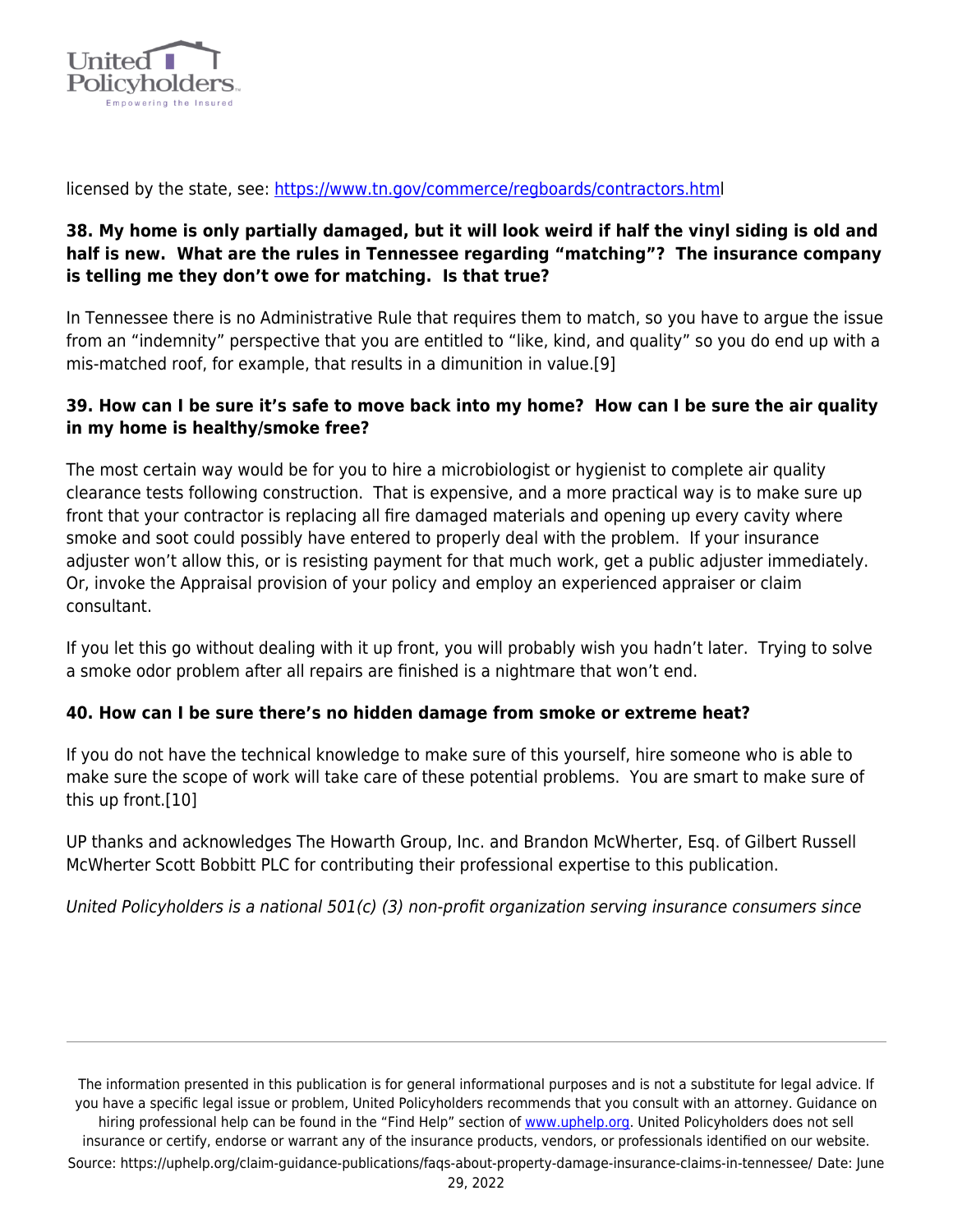licensed by the state, see: https://www.tn.gov/commerce/regboards/contractors.html

**38. My home is only partially damaged, but it will look weird if half the vinyl siding is old and half is new. What are the rules in Tennessee regarding "matching"? The insurance company is telling me they don't owe for matching. Is that true?**

In Tennessee there is no Administrative Rule that requires them to match, so you have to argue the issue from an "indemnity" perspective that you are entitled to "like, kind, and quality" so you do end up with a mis-matched roof, for example, that results in a dimunition in value.[9]

**39. How can I be sure it's safe to move back into my home? How can I be sure the air quality in my home is healthy/smoke free?**

The most certain way would be for you to hire a microbiologist or hygienist to complete air quality clearance tests following construction. That is expensive, and a more practical way is to make sure up front that your contractor is replacing all fire damaged materials and opening up every cavity where smoke and soot could possibly have entered to properly deal with the problem. If your insurance adjuster won't allow this, or is resisting payment for that much work, get a public adjuster immediately. Or, invoke the Appraisal provision of your policy and employ an experienced appraiser or claim consultant.

If you let this go without dealing with it up front, you will probably wish you hadn't later. Trying to solve a smoke odor problem after all repairs are finished is a nightmare that won't end.

**40. How can I be sure there's no hidden damage from smoke or extreme heat?**

If you do not have the technical knowledge to make sure of this yourself, hire someone who is able to make sure the scope of work will take care of these potential problems. You are smart to make sure of this up front.[10]

UP thanks and acknowledges The Howarth Group, Inc. and Brandon McWherter, Esq. of Gilbert Russell McWherter Scott Bobbitt PLC for contributing their professional expertise to this publication.

*United Policyholders is a national 501(c) (3) non-profit organization serving insurance consumers since*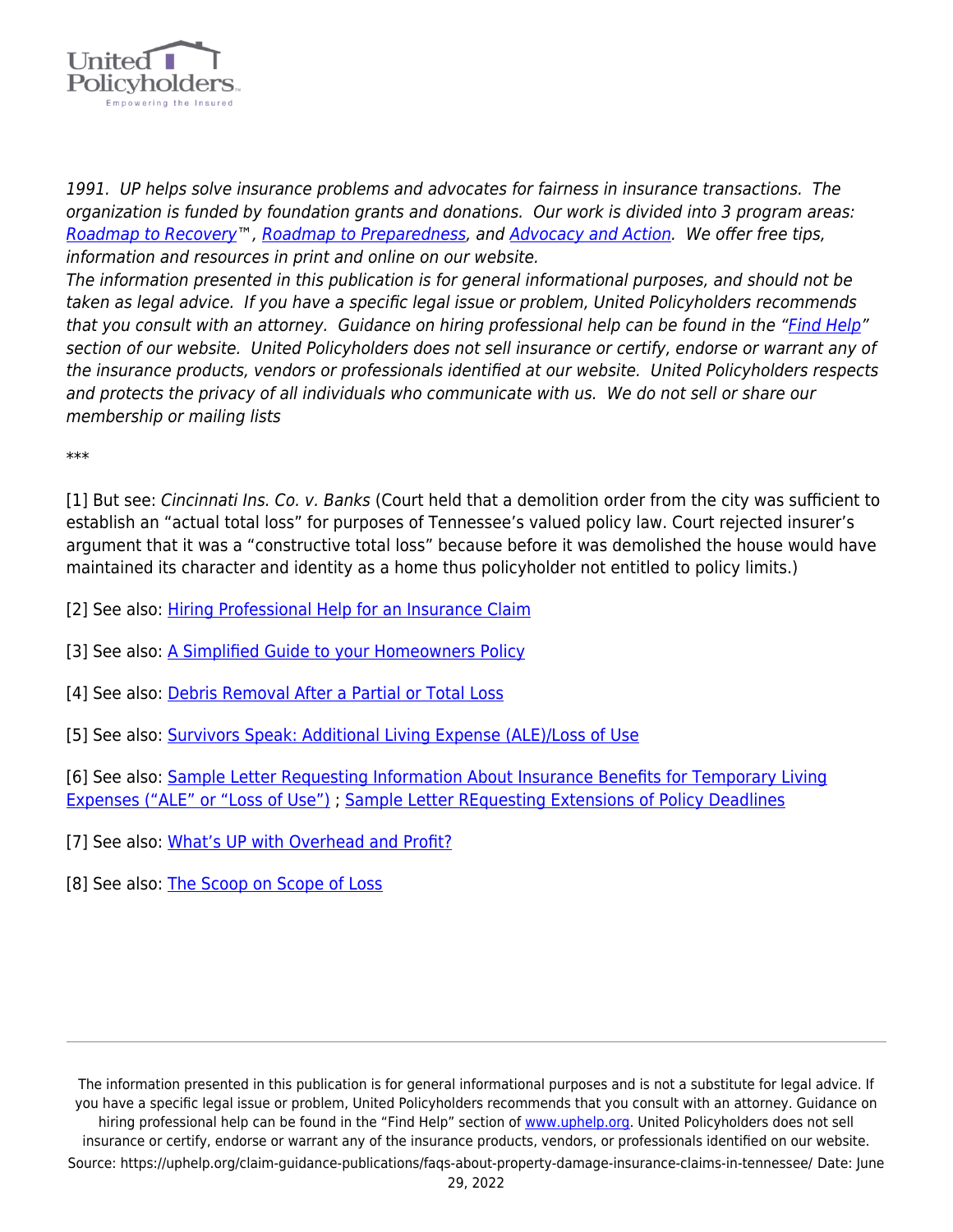*1991. UP helps solve insurance problems and advocates for fairness in insurance transactions. The organization is funded by foundation grants and donations. Our work is divided into 3 program areas: [Roadmap to Recovery](#)™, [Roadmap to Preparedness](#), and [Advocacy and Action](#). We offer free tips, information and resources in print and online on our website.*

*The information presented in this publication is for general informational purposes, and should not be taken as legal advice. If you have a specific legal issue or problem, United Policyholders recommends that you consult with an attorney. Guidance on hiring professional help can be found in the "[Find Help](#)" section of our website. United Policyholders does not sell insurance or certify, endorse or warrant any of the insurance products, vendors or professionals identified at our website. United Policyholders respects and protects the privacy of all individuals who communicate with us. We do not sell or share our membership or mailing lists*

***

[1] But see: *Cincinnati Ins. Co. v. Banks* (Court held that a demolition order from the city was sufficient to establish an "actual total loss" for purposes of Tennessee's valued policy law. Court rejected insurer's argument that it was a "constructive total loss" because before it was demolished the house would have maintained its character and identity as a home thus policyholder not entitled to policy limits.)

[2] See also: [Hiring Professional Help for an Insurance Claim](#)

[3] See also: [A Simplified Guide to your Homeowners Policy](#)

[4] See also: [Debris Removal After a Partial or Total Loss](#)

[5] See also: [Survivors Speak: Additional Living Expense (ALE)/Loss of Use](#)

[6] See also: [Sample Letter Requesting Information About Insurance Benefits for Temporary Living Expenses ("ALE" or "Loss of Use")](#) ; [Sample Letter REquesting Extensions of Policy Deadlines](#)

[7] See also: [What's UP with Overhead and Profit?](#)

[8] See also: [The Scoop on Scope of Loss](#)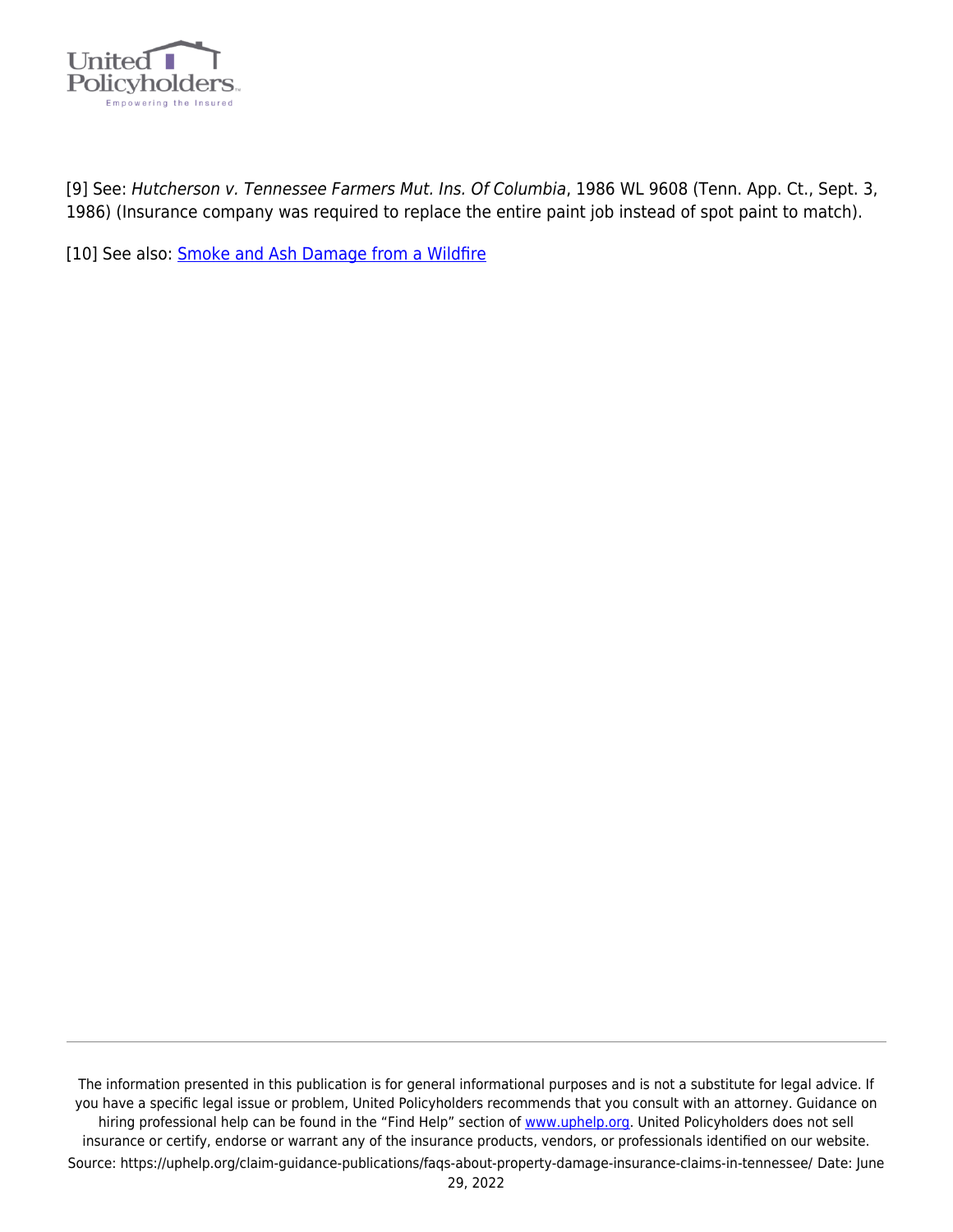[9] See: *Hutcherson v. Tennessee Farmers Mut. Ins. Of Columbia*, 1986 WL 9608 (Tenn. App. Ct., Sept. 3, 1986) (Insurance company was required to replace the entire paint job instead of spot paint to match).

[10] See also: Smoke and Ash Damage from a Wildfire